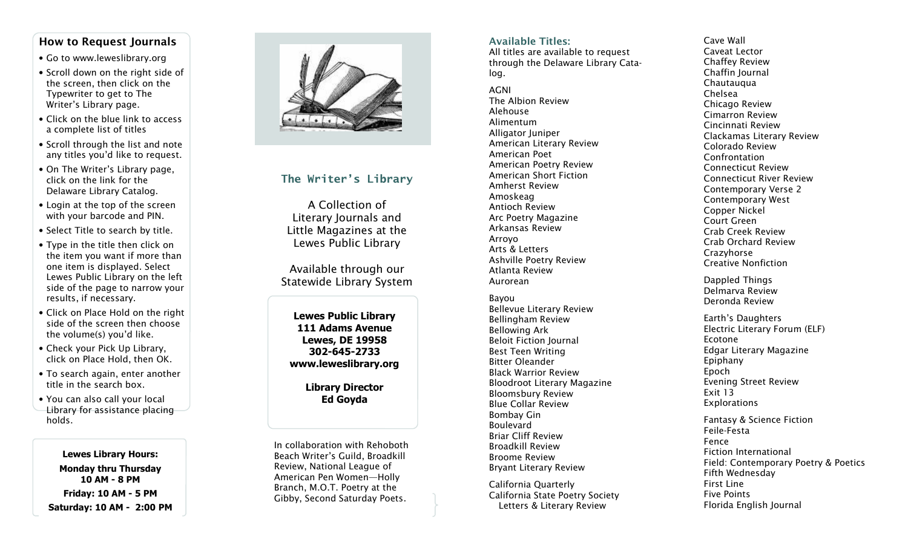## How to Request Journals

- Go to www.leweslibrary.org
- Scroll down on the right side of the screen, then click on the Typewriter to get to The Writer's Library page.
- Click on the blue link to access a complete list of titles
- Scroll through the list and note any titles you'd like to request.
- On The Writer's Library page, click on the link for the Delaware Library Catalog.
- Login at the top of the screen with your barcode and PIN.
- Select Title to search by title.
- Type in the title then click on the item you want if more than one item is displayed. Select Lewes Public Library on the left side of the page to narrow your results, if necessary.
- Click on Place Hold on the right side of the screen then choose the volume(s) you'd like.
- Check your Pick Up Library, click on Place Hold, then OK.
- To search again, enter another title in the search box.
- You can also call your local Library for assistance placing holds.

**Lewes Library Hours:**

**Monday thru Thursday 10 AM - 8 PM**

**Friday: 10 AM - 5 PM**

**Saturday: 10 AM - 2:00 PM**

## The Writer's Library

A Collection of Literary Journals and Little Magazines at the Lewes Public Library

Available through our Statewide Library System

**Lewes Public Library**
**111 Adams Avenue**
**Lewes, DE 19958**
**302-645-2733**
**www.leweslibrary.org**

**Library Director**
**Ed Goyda**

In collaboration with Rehoboth Beach Writer's Guild, Broadkill Review, National League of American Pen Women—Holly Branch, M.O.T. Poetry at the Gibby, Second Saturday Poets.

### Available Titles:

All titles are available to request through the Delaware Library Catalog.

AGNI
The Albion Review
Alehouse
Alimentum
Alligator Juniper
American Literary Review
American Poet
American Poetry Review
American Short Fiction
Amherst Review
Amoskeag
Antioch Review
Arc Poetry Magazine
Arkansas Review
Arroyo
Arts & Letters
Ashville Poetry Review
Atlanta Review
Aurorean

Bayou
Bellevue Literary Review
Bellingham Review
Bellowing Ark
Beloit Fiction Journal
Best Teen Writing
Bitter Oleander
Black Warrior Review
Bloodroot Literary Magazine
Bloomsbury Review
Blue Collar Review
Bombay Gin
Boulevard
Briar Cliff Review
Broadkill Review
Broome Review
Bryant Literary Review

California Quarterly
California State Poetry Society Letters & Literary Review
Cave Wall
Caveat Lector
Chaffey Review
Chaffin Journal
Chautauqua
Chelsea
Chicago Review
Cimarron Review
Cincinnati Review
Clackamas Literary Review
Colorado Review
Confrontation
Connecticut Review
Connecticut River Review
Contemporary Verse 2
Contemporary West
Copper Nickel
Court Green
Crab Creek Review
Crab Orchard Review
Crazyhorse
Creative Nonfiction

Dappled Things
Delmarva Review
Deronda Review

Earth's Daughters
Electric Literary Forum (ELF)
Ecotone
Edgar Literary Magazine
Epiphany
Epoch
Evening Street Review
Exit 13
Explorations

Fantasy & Science Fiction
Feile-Festa
Fence
Fiction International
Field: Contemporary Poetry & Poetics
Fifth Wednesday
First Line
Five Points
Florida English Journal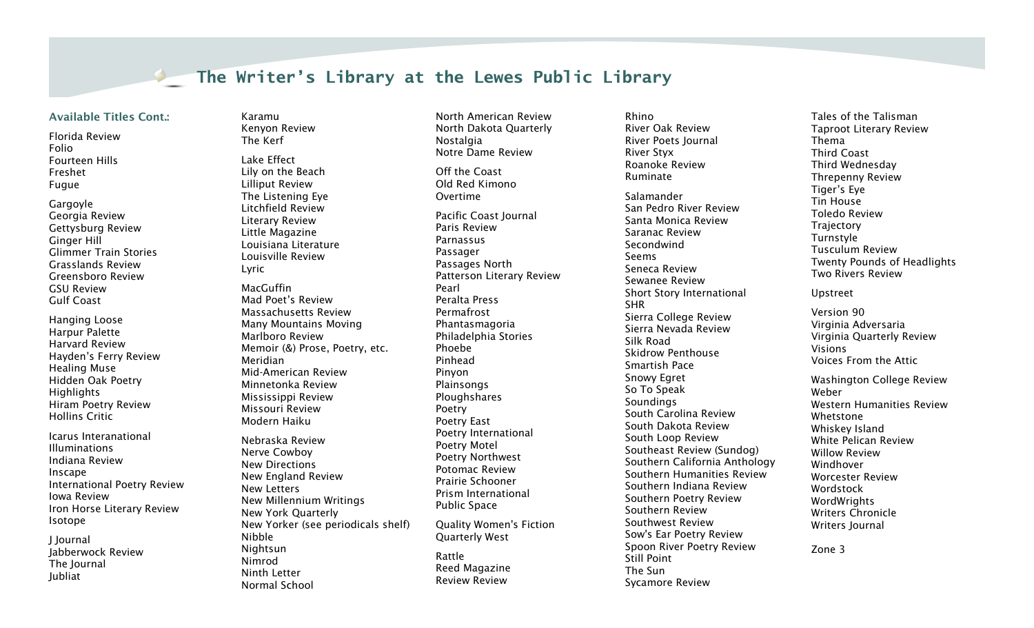# The Writer's Library at the Lewes Public Library

## Available Titles Cont.:

Florida Review
Folio
Fourteen Hills
Freshet
Fugue

Gargoyle
Georgia Review
Gettysburg Review
Ginger Hill
Glimmer Train Stories
Grasslands Review
Greensboro Review
GSU Review
Gulf Coast

Hanging Loose
Harpur Palette
Harvard Review
Hayden's Ferry Review
Healing Muse
Hidden Oak Poetry
Highlights
Hiram Poetry Review
Hollins Critic

Icarus Interanational
Illuminations
Indiana Review
Inscape
International Poetry Review
Iowa Review
Iron Horse Literary Review
Isotope

J Journal
Jabberwock Review
The Journal
Jubliat

Karamu
Kenyon Review
The Kerf

Lake Effect
Lily on the Beach
Lilliput Review
The Listening Eye
Litchfield Review
Literary Review
Little Magazine
Louisiana Literature
Louisville Review
Lyric

MacGuffin
Mad Poet's Review
Massachusetts Review
Many Mountains Moving
Marlboro Review
Memoir (&) Prose, Poetry, etc.
Meridian
Mid-American Review
Minnetonka Review
Mississippi Review
Missouri Review
Modern Haiku

Nebraska Review
Nerve Cowboy
New Directions
New England Review
New Letters
New Millennium Writings
New York Quarterly
New Yorker (see periodicals shelf)
Nibble
Nightsun
Nimrod
Ninth Letter
Normal School

North American Review
North Dakota Quarterly
Nostalgia
Notre Dame Review

Off the Coast
Old Red Kimono
Overtime

Pacific Coast Journal
Paris Review
Parnassus
Passager
Passages North
Patterson Literary Review
Pearl
Peralta Press
Permafrost
Phantasmagoria
Philadelphia Stories
Phoebe
Pinhead
Pinyon
Plainsongs
Ploughshares
Poetry
Poetry East
Poetry International
Poetry Motel
Poetry Northwest
Potomac Review
Prairie Schooner
Prism International
Public Space

Quality Women's Fiction
Quarterly West

Rattle
Reed Magazine
Review Review

Rhino
River Oak Review
River Poets Journal
River Styx
Roanoke Review
Ruminate

Salamander
San Pedro River Review
Santa Monica Review
Saranac Review
Secondwind
Seems
Seneca Review
Sewanee Review
Short Story International
SHR
Sierra College Review
Sierra Nevada Review
Silk Road
Skidrow Penthouse
Smartish Pace
Snowy Egret
So To Speak
Soundings
South Carolina Review
South Dakota Review
South Loop Review
Southeast Review (Sundog)
Southern California Anthology
Southern Humanities Review
Southern Indiana Review
Southern Poetry Review
Southern Review
Southwest Review
Sow's Ear Poetry Review
Spoon River Poetry Review
Still Point
The Sun
Sycamore Review

Tales of the Talisman
Taproot Literary Review
Thema
Third Coast
Third Wednesday
Threpenny Review
Tiger's Eye
Tin House
Toledo Review
Trajectory
Turnstyle
Tusculum Review
Twenty Pounds of Headlights
Two Rivers Review

Upstreet

Version 90
Virginia Adversaria
Virginia Quarterly Review
Visions
Voices From the Attic

Washington College Review
Weber
Western Humanities Review
Whetstone
Whiskey Island
White Pelican Review
Willow Review
Windhover
Worcester Review
Wordstock
WordWrights
Writers Chronicle
Writers Journal

Zone 3